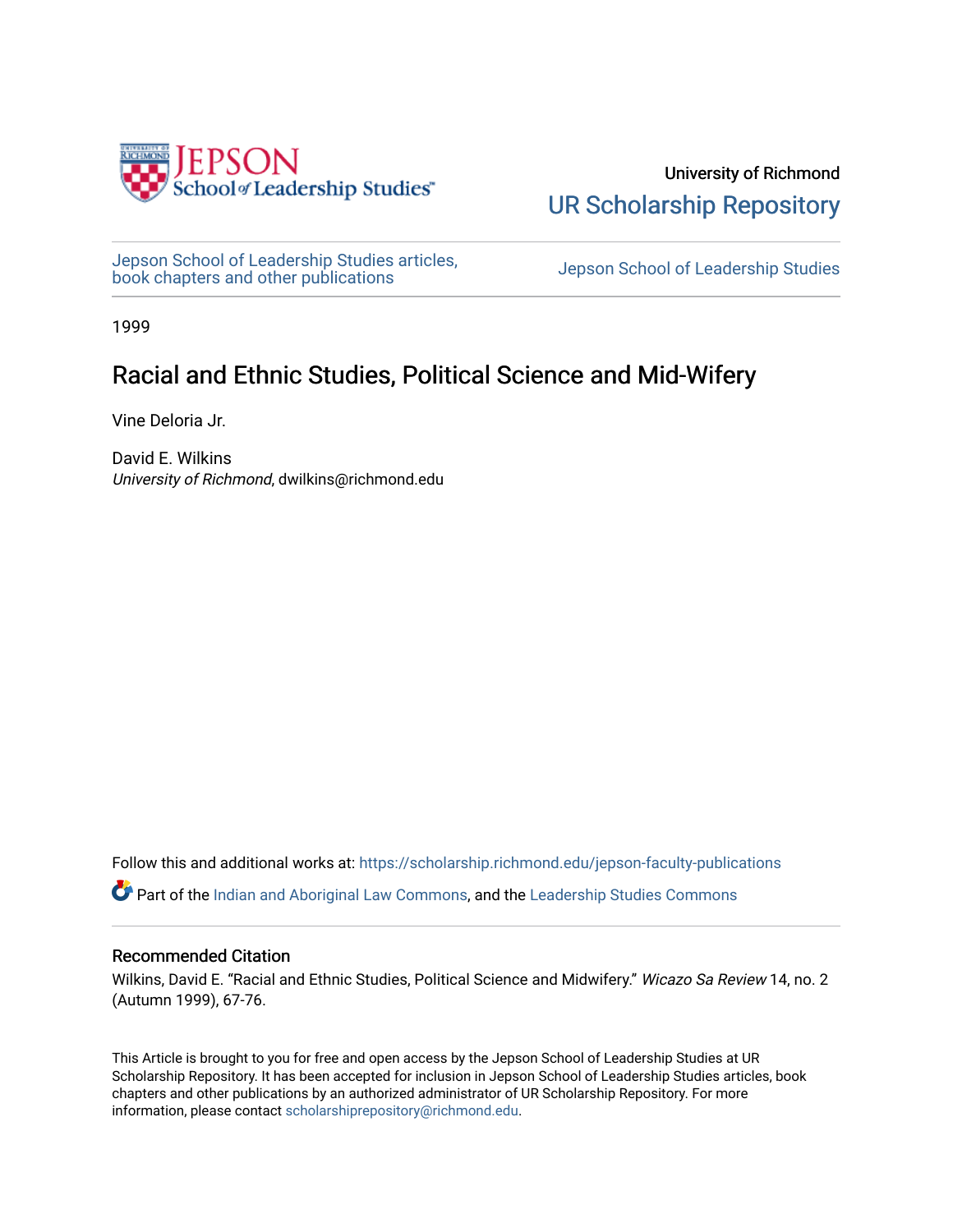University of Richmond

UR Scholarship Repository

Jepson School of Leadership Studies articles, book chapters and other publications

Jepson School of Leadership Studies

1999

# Racial and Ethnic Studies, Political Science and Mid-Wifery

Vine Deloria Jr.

David E. Wilkins
*University of Richmond*, dwilkins@richmond.edu

Follow this and additional works at: https://scholarship.richmond.edu/jepson-faculty-publications

Part of the Indian and Aboriginal Law Commons, and the Leadership Studies Commons

## Recommended Citation

Wilkins, David E. "Racial and Ethnic Studies, Political Science and Midwifery." *Wicazo Sa Review* 14, no. 2 (Autumn 1999), 67-76.

This Article is brought to you for free and open access by the Jepson School of Leadership Studies at UR Scholarship Repository. It has been accepted for inclusion in Jepson School of Leadership Studies articles, book chapters and other publications by an authorized administrator of UR Scholarship Repository. For more information, please contact scholarshiprepository@richmond.edu.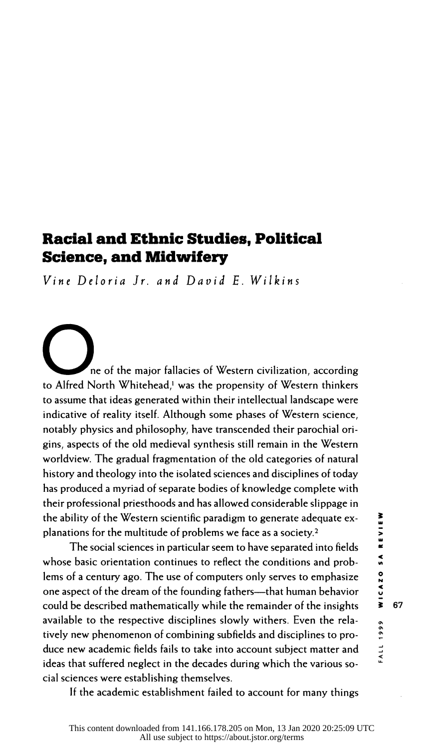# Racial and Ethnic Studies, Political Science, and Midwifery

*Vine Deloria Jr. and David E. Wilkins*

One of the major fallacies of Western civilization, according to Alfred North Whitehead,[1] was the propensity of Western thinkers to assume that ideas generated within their intellectual landscape were indicative of reality itself. Although some phases of Western science, notably physics and philosophy, have transcended their parochial origins, aspects of the old medieval synthesis still remain in the Western worldview. The gradual fragmentation of the old categories of natural history and theology into the isolated sciences and disciplines of today has produced a myriad of separate bodies of knowledge complete with their professional priesthoods and has allowed considerable slippage in the ability of the Western scientific paradigm to generate adequate explanations for the multitude of problems we face as a society.[2]

The social sciences in particular seem to have separated into fields whose basic orientation continues to reflect the conditions and problems of a century ago. The use of computers only serves to emphasize one aspect of the dream of the founding fathers—that human behavior could be described mathematically while the remainder of the insights available to the respective disciplines slowly withers. Even the relatively new phenomenon of combining subfields and disciplines to produce new academic fields fails to take into account subject matter and ideas that suffered neglect in the decades during which the various social sciences were establishing themselves.

If the academic establishment failed to account for many things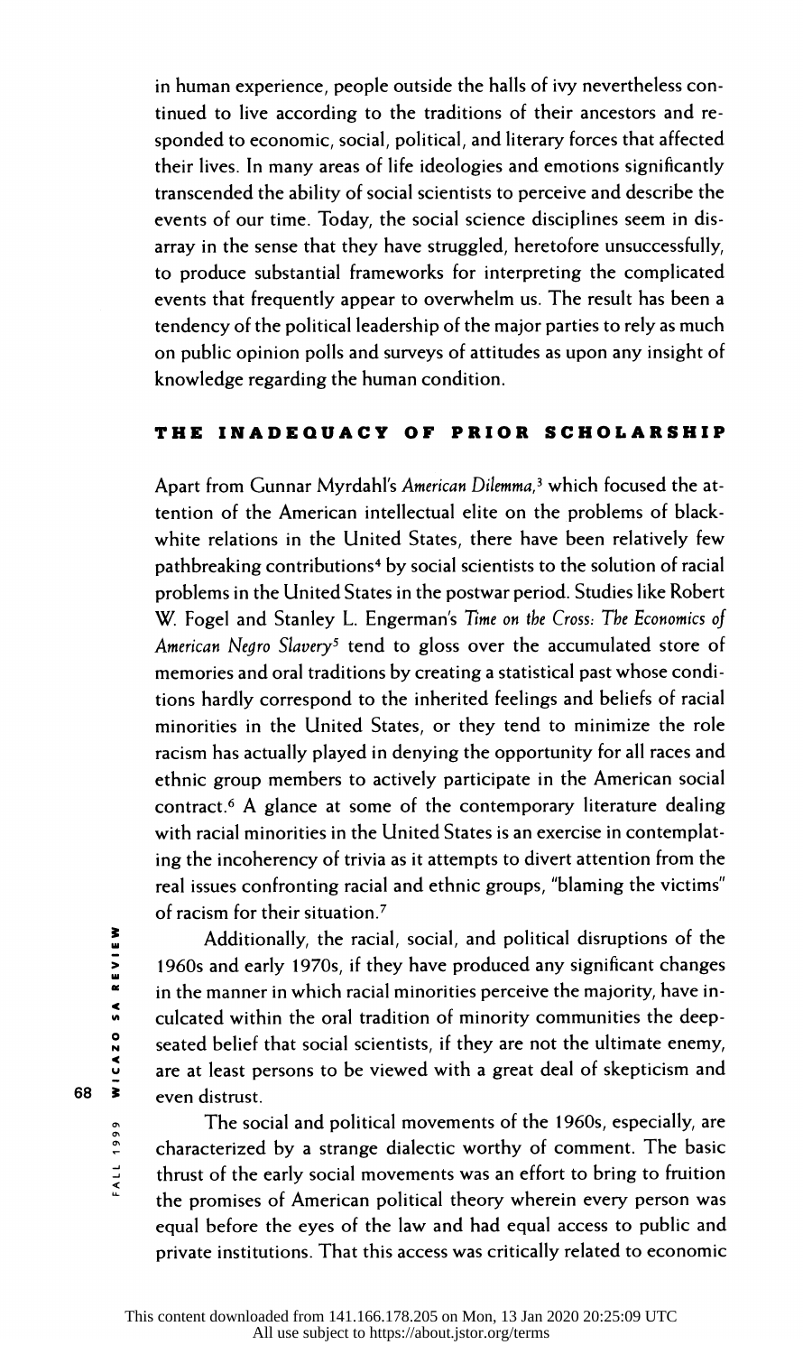in human experience, people outside the halls of ivy nevertheless continued to live according to the traditions of their ancestors and responded to economic, social, political, and literary forces that affected their lives. In many areas of life ideologies and emotions significantly transcended the ability of social scientists to perceive and describe the events of our time. Today, the social science disciplines seem in disarray in the sense that they have struggled, heretofore unsuccessfully, to produce substantial frameworks for interpreting the complicated events that frequently appear to overwhelm us. The result has been a tendency of the political leadership of the major parties to rely as much on public opinion polls and surveys of attitudes as upon any insight of knowledge regarding the human condition.

## THE INADEQUACY OF PRIOR SCHOLARSHIP

Apart from Gunnar Myrdahl's *American Dilemma*,[3] which focused the attention of the American intellectual elite on the problems of black-white relations in the United States, there have been relatively few pathbreaking contributions[4] by social scientists to the solution of racial problems in the United States in the postwar period. Studies like Robert W. Fogel and Stanley L. Engerman's *Time on the Cross: The Economics of American Negro Slavery*[5] tend to gloss over the accumulated store of memories and oral traditions by creating a statistical past whose conditions hardly correspond to the inherited feelings and beliefs of racial minorities in the United States, or they tend to minimize the role racism has actually played in denying the opportunity for all races and ethnic group members to actively participate in the American social contract.[6] A glance at some of the contemporary literature dealing with racial minorities in the United States is an exercise in contemplating the incoherency of trivia as it attempts to divert attention from the real issues confronting racial and ethnic groups, "blaming the victims" of racism for their situation.[7]

Additionally, the racial, social, and political disruptions of the 1960s and early 1970s, if they have produced any significant changes in the manner in which racial minorities perceive the majority, have inculcated within the oral tradition of minority communities the deep-seated belief that social scientists, if they are not the ultimate enemy, are at least persons to be viewed with a great deal of skepticism and even distrust.

The social and political movements of the 1960s, especially, are characterized by a strange dialectic worthy of comment. The basic thrust of the early social movements was an effort to bring to fruition the promises of American political theory wherein every person was equal before the eyes of the law and had equal access to public and private institutions. That this access was critically related to economic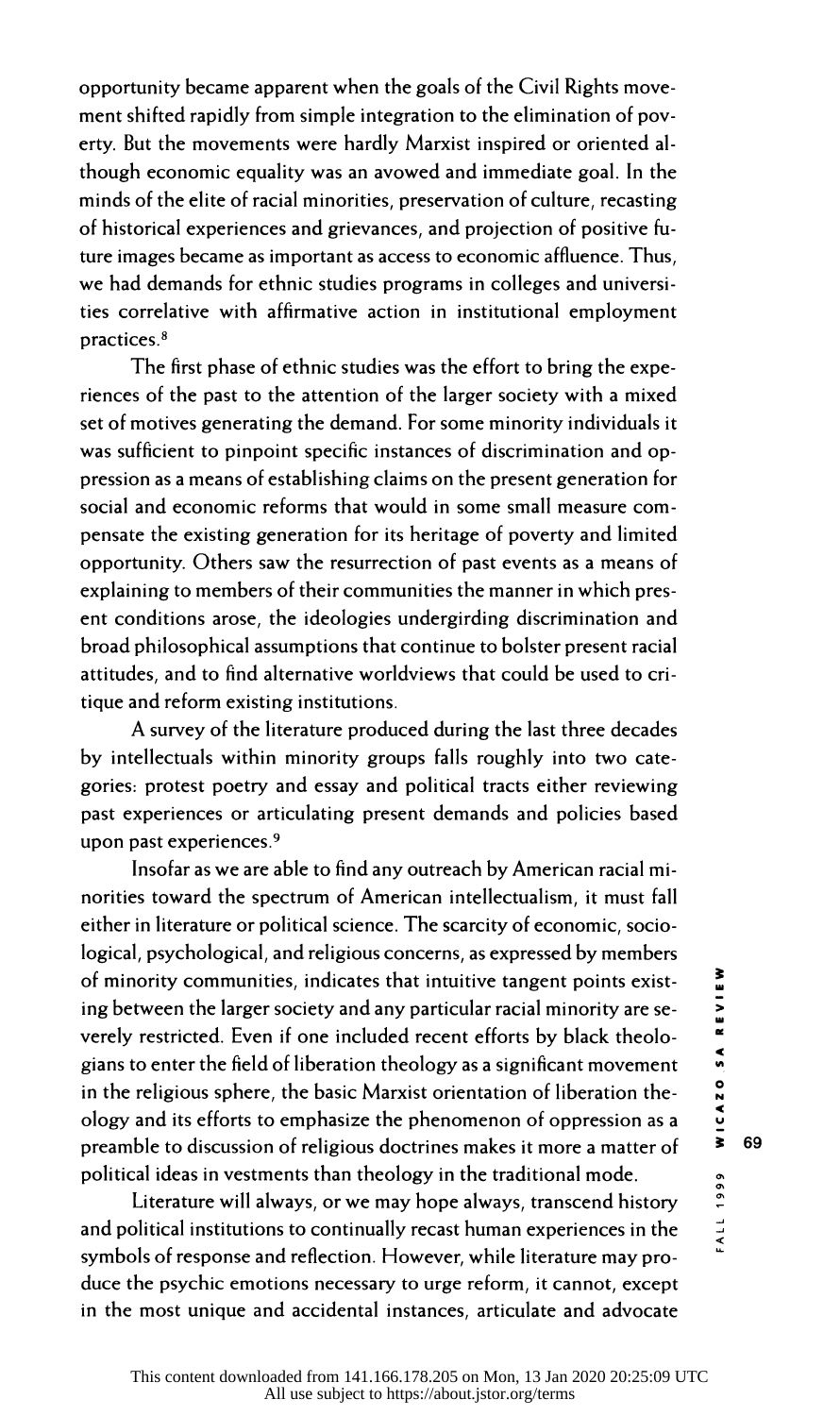opportunity became apparent when the goals of the Civil Rights movement shifted rapidly from simple integration to the elimination of poverty. But the movements were hardly Marxist inspired or oriented although economic equality was an avowed and immediate goal. In the minds of the elite of racial minorities, preservation of culture, recasting of historical experiences and grievances, and projection of positive future images became as important as access to economic affluence. Thus, we had demands for ethnic studies programs in colleges and universities correlative with affirmative action in institutional employment practices.[8]

The first phase of ethnic studies was the effort to bring the experiences of the past to the attention of the larger society with a mixed set of motives generating the demand. For some minority individuals it was sufficient to pinpoint specific instances of discrimination and oppression as a means of establishing claims on the present generation for social and economic reforms that would in some small measure compensate the existing generation for its heritage of poverty and limited opportunity. Others saw the resurrection of past events as a means of explaining to members of their communities the manner in which present conditions arose, the ideologies undergirding discrimination and broad philosophical assumptions that continue to bolster present racial attitudes, and to find alternative worldviews that could be used to critique and reform existing institutions.

A survey of the literature produced during the last three decades by intellectuals within minority groups falls roughly into two categories: protest poetry and essay and political tracts either reviewing past experiences or articulating present demands and policies based upon past experiences.[9]

Insofar as we are able to find any outreach by American racial minorities toward the spectrum of American intellectualism, it must fall either in literature or political science. The scarcity of economic, sociological, psychological, and religious concerns, as expressed by members of minority communities, indicates that intuitive tangent points existing between the larger society and any particular racial minority are severely restricted. Even if one included recent efforts by black theologians to enter the field of liberation theology as a significant movement in the religious sphere, the basic Marxist orientation of liberation theology and its efforts to emphasize the phenomenon of oppression as a preamble to discussion of religious doctrines makes it more a matter of political ideas in vestments than theology in the traditional mode.

Literature will always, or we may hope always, transcend history and political institutions to continually recast human experiences in the symbols of response and reflection. However, while literature may produce the psychic emotions necessary to urge reform, it cannot, except in the most unique and accidental instances, articulate and advocate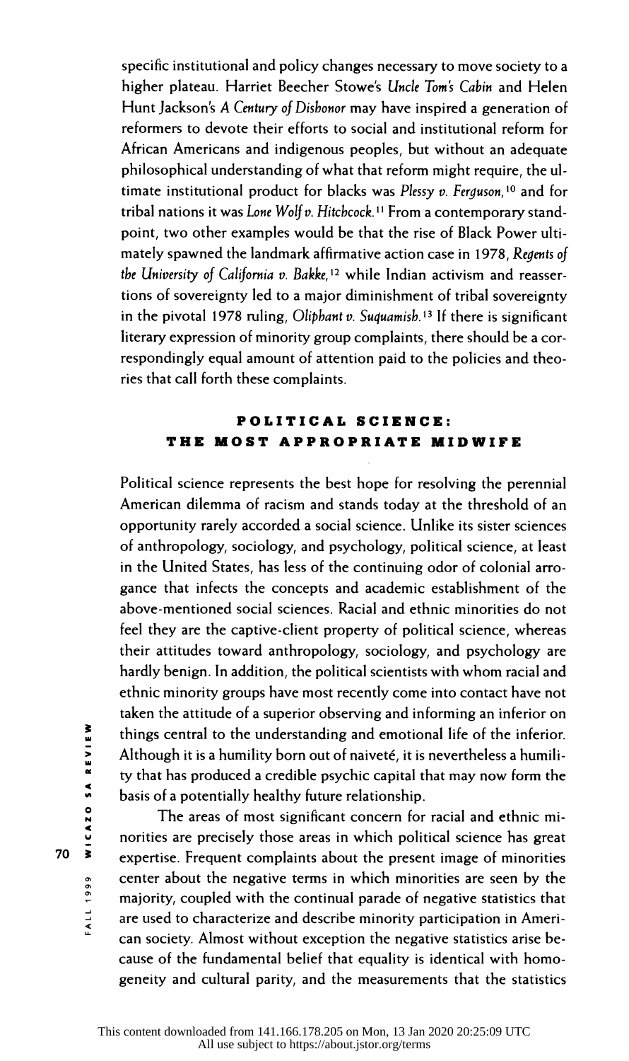specific institutional and policy changes necessary to move society to a higher plateau. Harriet Beecher Stowe's *Uncle Tom's Cabin* and Helen Hunt Jackson's *A Century of Dishonor* may have inspired a generation of reformers to devote their efforts to social and institutional reform for African Americans and indigenous peoples, but without an adequate philosophical understanding of what that reform might require, the ultimate institutional product for blacks was *Plessy v. Ferguson*,[10] and for tribal nations it was *Lone Wolf v. Hitchcock*.[11] From a contemporary standpoint, two other examples would be that the rise of Black Power ultimately spawned the landmark affirmative action case in 1978, *Regents of the University of California v. Bakke*,[12] while Indian activism and reassertions of sovereignty led to a major diminishment of tribal sovereignty in the pivotal 1978 ruling, *Oliphant v. Suquamish*.[13] If there is significant literary expression of minority group complaints, there should be a correspondingly equal amount of attention paid to the policies and theories that call forth these complaints.

## POLITICAL SCIENCE: THE MOST APPROPRIATE MIDWIFE

Political science represents the best hope for resolving the perennial American dilemma of racism and stands today at the threshold of an opportunity rarely accorded a social science. Unlike its sister sciences of anthropology, sociology, and psychology, political science, at least in the United States, has less of the continuing odor of colonial arrogance that infects the concepts and academic establishment of the above-mentioned social sciences. Racial and ethnic minorities do not feel they are the captive-client property of political science, whereas their attitudes toward anthropology, sociology, and psychology are hardly benign. In addition, the political scientists with whom racial and ethnic minority groups have most recently come into contact have not taken the attitude of a superior observing and informing an inferior on things central to the understanding and emotional life of the inferior. Although it is a humility born out of naiveté, it is nevertheless a humility that has produced a credible psychic capital that may now form the basis of a potentially healthy future relationship.

The areas of most significant concern for racial and ethnic minorities are precisely those areas in which political science has great expertise. Frequent complaints about the present image of minorities center about the negative terms in which minorities are seen by the majority, coupled with the continual parade of negative statistics that are used to characterize and describe minority participation in American society. Almost without exception the negative statistics arise because of the fundamental belief that equality is identical with homogeneity and cultural parity, and the measurements that the statistics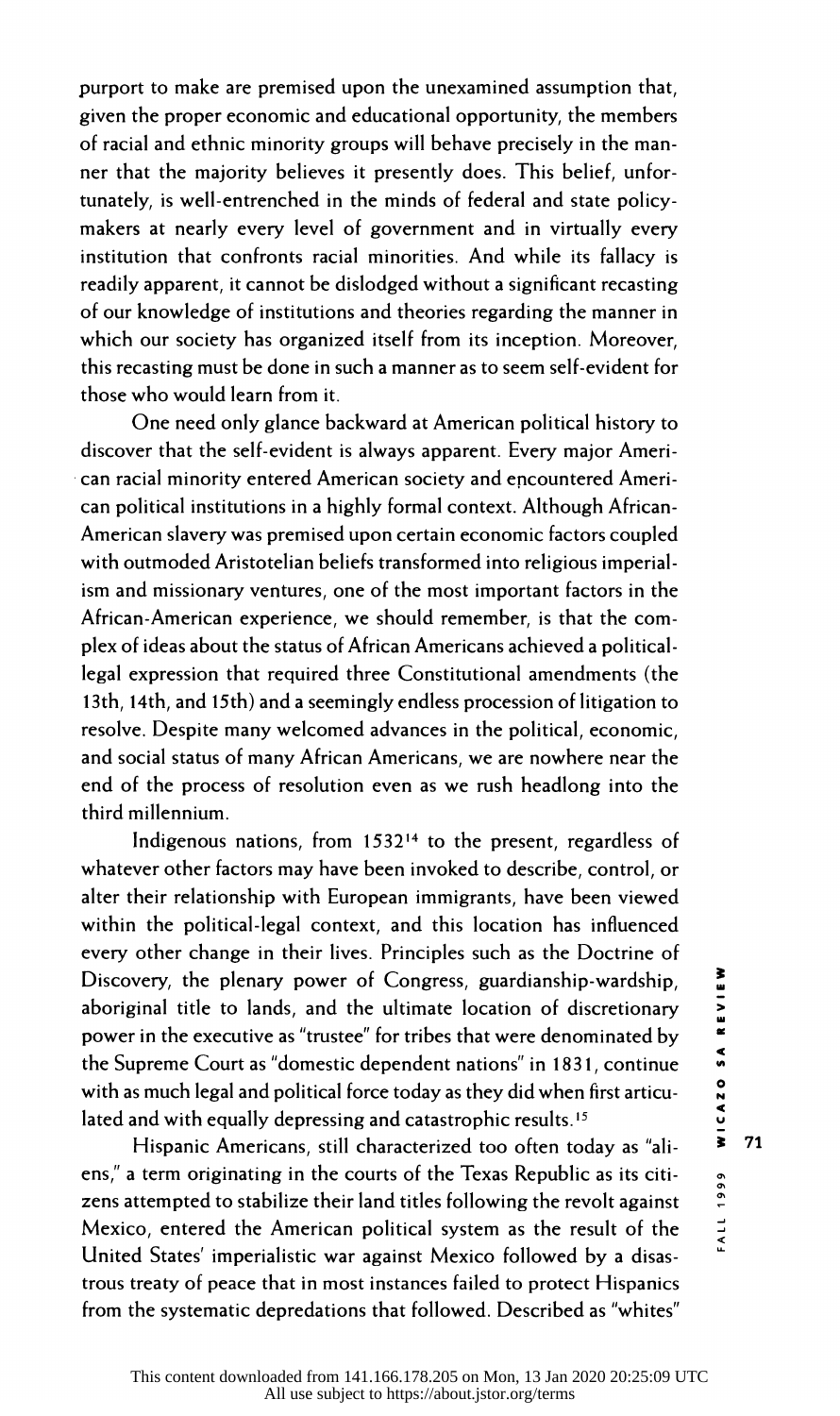purport to make are premised upon the unexamined assumption that, given the proper economic and educational opportunity, the members of racial and ethnic minority groups will behave precisely in the manner that the majority believes it presently does. This belief, unfortunately, is well-entrenched in the minds of federal and state policymakers at nearly every level of government and in virtually every institution that confronts racial minorities. And while its fallacy is readily apparent, it cannot be dislodged without a significant recasting of our knowledge of institutions and theories regarding the manner in which our society has organized itself from its inception. Moreover, this recasting must be done in such a manner as to seem self-evident for those who would learn from it.

One need only glance backward at American political history to discover that the self-evident is always apparent. Every major American racial minority entered American society and encountered American political institutions in a highly formal context. Although African-American slavery was premised upon certain economic factors coupled with outmoded Aristotelian beliefs transformed into religious imperialism and missionary ventures, one of the most important factors in the African-American experience, we should remember, is that the complex of ideas about the status of African Americans achieved a political-legal expression that required three Constitutional amendments (the 13th, 14th, and 15th) and a seemingly endless procession of litigation to resolve. Despite many welcomed advances in the political, economic, and social status of many African Americans, we are nowhere near the end of the process of resolution even as we rush headlong into the third millennium.

Indigenous nations, from 1532[14] to the present, regardless of whatever other factors may have been invoked to describe, control, or alter their relationship with European immigrants, have been viewed within the political-legal context, and this location has influenced every other change in their lives. Principles such as the Doctrine of Discovery, the plenary power of Congress, guardianship-wardship, aboriginal title to lands, and the ultimate location of discretionary power in the executive as "trustee" for tribes that were denominated by the Supreme Court as "domestic dependent nations" in 1831, continue with as much legal and political force today as they did when first articulated and with equally depressing and catastrophic results.[15]

Hispanic Americans, still characterized too often today as "aliens," a term originating in the courts of the Texas Republic as its citizens attempted to stabilize their land titles following the revolt against Mexico, entered the American political system as the result of the United States' imperialistic war against Mexico followed by a disastrous treaty of peace that in most instances failed to protect Hispanics from the systematic depredations that followed. Described as "whites"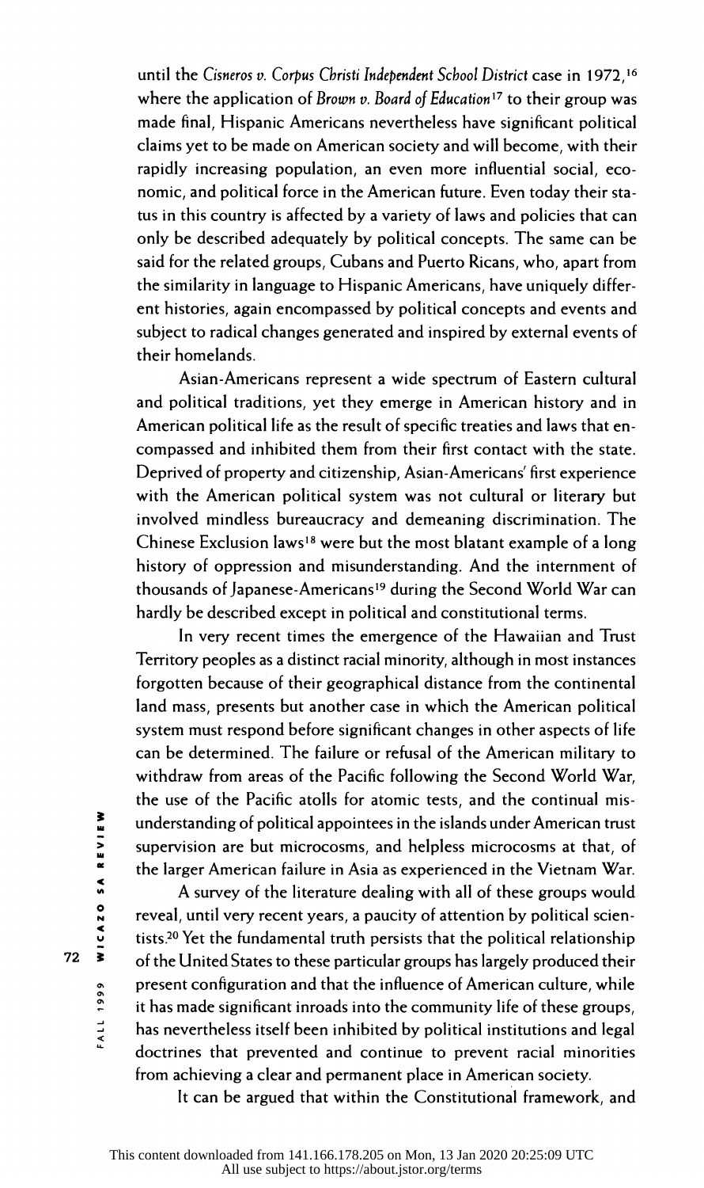until the *Cisneros v. Corpus Christi Independent School District* case in 1972,[16] where the application of *Brown v. Board of Education*[17] to their group was made final, Hispanic Americans nevertheless have significant political claims yet to be made on American society and will become, with their rapidly increasing population, an even more influential social, economic, and political force in the American future. Even today their status in this country is affected by a variety of laws and policies that can only be described adequately by political concepts. The same can be said for the related groups, Cubans and Puerto Ricans, who, apart from the similarity in language to Hispanic Americans, have uniquely different histories, again encompassed by political concepts and events and subject to radical changes generated and inspired by external events of their homelands.

Asian-Americans represent a wide spectrum of Eastern cultural and political traditions, yet they emerge in American history and in American political life as the result of specific treaties and laws that encompassed and inhibited them from their first contact with the state. Deprived of property and citizenship, Asian-Americans' first experience with the American political system was not cultural or literary but involved mindless bureaucracy and demeaning discrimination. The Chinese Exclusion laws[18] were but the most blatant example of a long history of oppression and misunderstanding. And the internment of thousands of Japanese-Americans[19] during the Second World War can hardly be described except in political and constitutional terms.

In very recent times the emergence of the Hawaiian and Trust Territory peoples as a distinct racial minority, although in most instances forgotten because of their geographical distance from the continental land mass, presents but another case in which the American political system must respond before significant changes in other aspects of life can be determined. The failure or refusal of the American military to withdraw from areas of the Pacific following the Second World War, the use of the Pacific atolls for atomic tests, and the continual misunderstanding of political appointees in the islands under American trust supervision are but microcosms, and helpless microcosms at that, of the larger American failure in Asia as experienced in the Vietnam War.

A survey of the literature dealing with all of these groups would reveal, until very recent years, a paucity of attention by political scientists.[20] Yet the fundamental truth persists that the political relationship of the United States to these particular groups has largely produced their present configuration and that the influence of American culture, while it has made significant inroads into the community life of these groups, has nevertheless itself been inhibited by political institutions and legal doctrines that prevented and continue to prevent racial minorities from achieving a clear and permanent place in American society.

It can be argued that within the Constitutional framework, and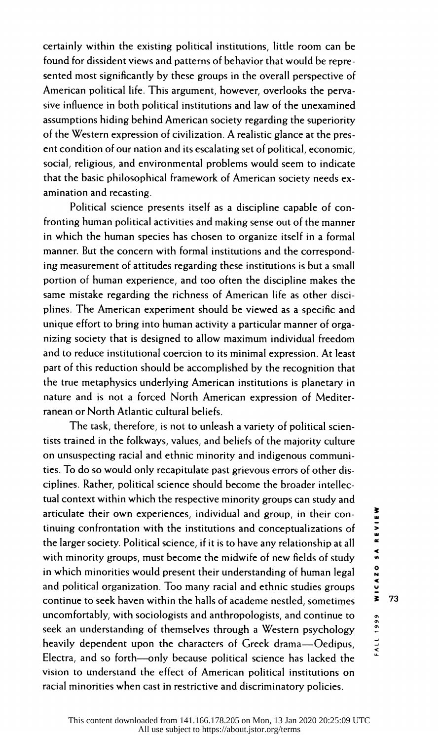certainly within the existing political institutions, little room can be found for dissident views and patterns of behavior that would be represented most significantly by these groups in the overall perspective of American political life. This argument, however, overlooks the pervasive influence in both political institutions and law of the unexamined assumptions hiding behind American society regarding the superiority of the Western expression of civilization. A realistic glance at the present condition of our nation and its escalating set of political, economic, social, religious, and environmental problems would seem to indicate that the basic philosophical framework of American society needs examination and recasting.

Political science presents itself as a discipline capable of confronting human political activities and making sense out of the manner in which the human species has chosen to organize itself in a formal manner. But the concern with formal institutions and the corresponding measurement of attitudes regarding these institutions is but a small portion of human experience, and too often the discipline makes the same mistake regarding the richness of American life as other disciplines. The American experiment should be viewed as a specific and unique effort to bring into human activity a particular manner of organizing society that is designed to allow maximum individual freedom and to reduce institutional coercion to its minimal expression. At least part of this reduction should be accomplished by the recognition that the true metaphysics underlying American institutions is planetary in nature and is not a forced North American expression of Mediterranean or North Atlantic cultural beliefs.

The task, therefore, is not to unleash a variety of political scientists trained in the folkways, values, and beliefs of the majority culture on unsuspecting racial and ethnic minority and indigenous communities. To do so would only recapitulate past grievous errors of other disciplines. Rather, political science should become the broader intellectual context within which the respective minority groups can study and articulate their own experiences, individual and group, in their continuing confrontation with the institutions and conceptualizations of the larger society. Political science, if it is to have any relationship at all with minority groups, must become the midwife of new fields of study in which minorities would present their understanding of human legal and political organization. Too many racial and ethnic studies groups continue to seek haven within the halls of academe nestled, sometimes uncomfortably, with sociologists and anthropologists, and continue to seek an understanding of themselves through a Western psychology heavily dependent upon the characters of Greek drama—Oedipus, Electra, and so forth—only because political science has lacked the vision to understand the effect of American political institutions on racial minorities when cast in restrictive and discriminatory policies.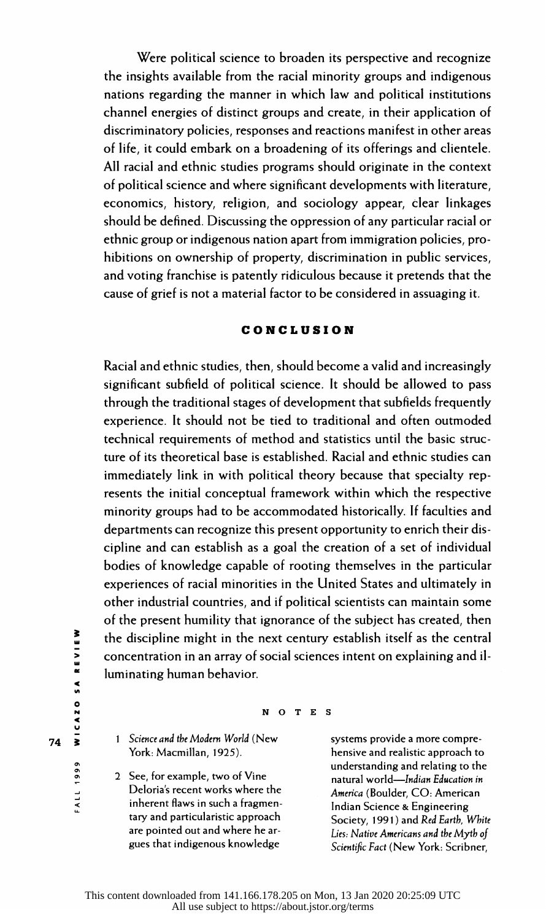Were political science to broaden its perspective and recognize the insights available from the racial minority groups and indigenous nations regarding the manner in which law and political institutions channel energies of distinct groups and create, in their application of discriminatory policies, responses and reactions manifest in other areas of life, it could embark on a broadening of its offerings and clientele. All racial and ethnic studies programs should originate in the context of political science and where significant developments with literature, economics, history, religion, and sociology appear, clear linkages should be defined. Discussing the oppression of any particular racial or ethnic group or indigenous nation apart from immigration policies, prohibitions on ownership of property, discrimination in public services, and voting franchise is patently ridiculous because it pretends that the cause of grief is not a material factor to be considered in assuaging it.

## CONCLUSION

Racial and ethnic studies, then, should become a valid and increasingly significant subfield of political science. It should be allowed to pass through the traditional stages of development that subfields frequently experience. It should not be tied to traditional and often outmoded technical requirements of method and statistics until the basic structure of its theoretical base is established. Racial and ethnic studies can immediately link in with political theory because that specialty represents the initial conceptual framework within which the respective minority groups had to be accommodated historically. If faculties and departments can recognize this present opportunity to enrich their discipline and can establish as a goal the creation of a set of individual bodies of knowledge capable of rooting themselves in the particular experiences of racial minorities in the United States and ultimately in other industrial countries, and if political scientists can maintain some of the present humility that ignorance of the subject has created, then the discipline might in the next century establish itself as the central concentration in an array of social sciences intent on explaining and illuminating human behavior.

### NOTES

1. *Science and the Modern World* (New York: Macmillan, 1925).
2. See, for example, two of Vine Deloria's recent works where the inherent flaws in such a fragmentary and particularistic approach are pointed out and where he argues that indigenous knowledge systems provide a more comprehensive and realistic approach to understanding and relating to the natural world—*Indian Education in America* (Boulder, CO: American Indian Science & Engineering Society, 1991) and *Red Earth, White Lies: Native Americans and the Myth of Scientific Fact* (New York: Scribner,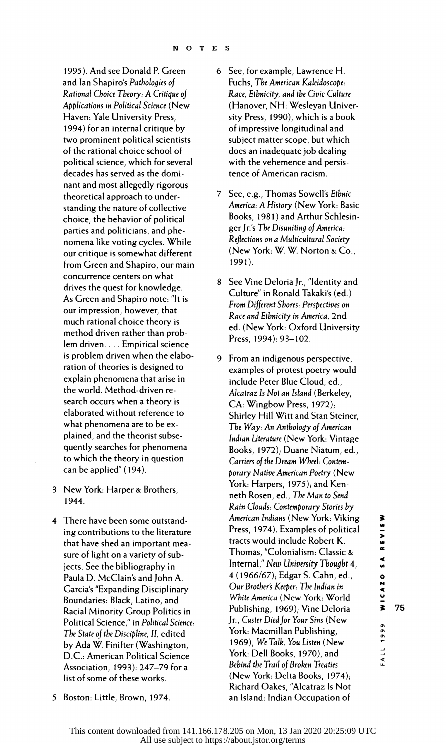## NOTES

1995). And see Donald P. Green and Ian Shapiro's *Pathologies of Rational Choice Theory: A Critique of Applications in Political Science* (New Haven: Yale University Press, 1994) for an internal critique by two prominent political scientists of the rational choice school of political science, which for several decades has served as the dominant and most allegedly rigorous theoretical approach to understanding the nature of collective choice, the behavior of political parties and politicians, and phenomena like voting cycles. While our critique is somewhat different from Green and Shapiro, our main concurrence centers on what drives the quest for knowledge. As Green and Shapiro note: "It is our impression, however, that much rational choice theory is method driven rather than problem driven. . . . Empirical science is problem driven when the elaboration of theories is designed to explain phenomena that arise in the world. Method-driven research occurs when a theory is elaborated without reference to what phenomena are to be explained, and the theorist subsequently searches for phenomena to which the theory in question can be applied" (194).

3 New York: Harper & Brothers, 1944.

4 There have been some outstanding contributions to the literature that have shed an important measure of light on a variety of subjects. See the bibliography in Paula D. McClain's and John A. Garcia's "Expanding Disciplinary Boundaries: Black, Latino, and Racial Minority Group Politics in Political Science," in *Political Science: The State of the Discipline, II*, edited by Ada W. Finifter (Washington, D.C.: American Political Science Association, 1993): 247–79 for a list of some of these works.

5 Boston: Little, Brown, 1974.

6 See, for example, Lawrence H. Fuchs, *The American Kaleidoscope: Race, Ethnicity, and the Civic Culture* (Hanover, NH: Wesleyan University Press, 1990), which is a book of impressive longitudinal and subject matter scope, but which does an inadequate job dealing with the vehemence and persistence of American racism.

7 See, e.g., Thomas Sowell's *Ethnic America: A History* (New York: Basic Books, 1981) and Arthur Schlesinger Jr.'s *The Disuniting of America: Reflections on a Multicultural Society* (New York: W. W. Norton & Co., 1991).

8 See Vine Deloria Jr., "Identity and Culture" in Ronald Takaki's (ed.) *From Different Shores: Perspectives on Race and Ethnicity in America*, 2nd ed. (New York: Oxford University Press, 1994): 93–102.

9 From an indigenous perspective, examples of protest poetry would include Peter Blue Cloud, ed., *Alcatraz Is Not an Island* (Berkeley, CA: Wingbow Press, 1972); Shirley Hill Witt and Stan Steiner, *The Way: An Anthology of American Indian Literature* (New York: Vintage Books, 1972); Duane Niatum, ed., *Carriers of the Dream Wheel: Contemporary Native American Poetry* (New York: Harpers, 1975); and Kenneth Rosen, ed., *The Man to Send Rain Clouds: Contemporary Stories by American Indians* (New York: Viking Press, 1974). Examples of political tracts would include Robert K. Thomas, "Colonialism: Classic & Internal," *New University Thought* 4, 4 (1966/67); Edgar S. Cahn, ed., *Our Brother's Keeper: The Indian in White America* (New York: World Publishing, 1969); Vine Deloria Jr., *Custer Died for Your Sins* (New York: Macmillan Publishing, 1969), *We Talk, You Listen* (New York: Dell Books, 1970), and *Behind the Trail of Broken Treaties* (New York: Delta Books, 1974); Richard Oakes, "Alcatraz Is Not an Island: Indian Occupation of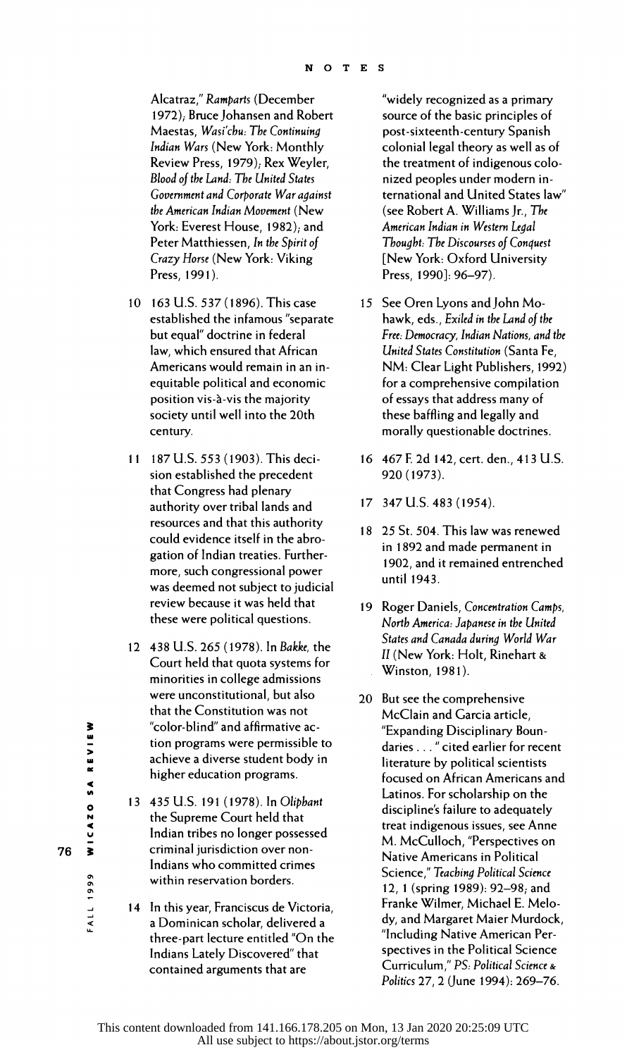Alcatraz," *Ramparts* (December 1972); Bruce Johansen and Robert Maestas, *Wasi'chu: The Continuing Indian Wars* (New York: Monthly Review Press, 1979); Rex Weyler, *Blood of the Land: The United States Government and Corporate War against the American Indian Movement* (New York: Everest House, 1982); and Peter Matthiessen, *In the Spirit of Crazy Horse* (New York: Viking Press, 1991).

10 163 U.S. 537 (1896). This case established the infamous "separate but equal" doctrine in federal law, which ensured that African Americans would remain in an inequitable political and economic position vis-à-vis the majority society until well into the 20th century.

11 187 U.S. 553 (1903). This decision established the precedent that Congress had plenary authority over tribal lands and resources and that this authority could evidence itself in the abrogation of Indian treaties. Furthermore, such congressional power was deemed not subject to judicial review because it was held that these were political questions.

12 438 U.S. 265 (1978). In *Bakke*, the Court held that quota systems for minorities in college admissions were unconstitutional, but also that the Constitution was not "color-blind" and affirmative action programs were permissible to achieve a diverse student body in higher education programs.

13 435 U.S. 191 (1978). In *Oliphant* the Supreme Court held that Indian tribes no longer possessed criminal jurisdiction over non-Indians who committed crimes within reservation borders.

14 In this year, Franciscus de Victoria, a Dominican scholar, delivered a three-part lecture entitled "On the Indians Lately Discovered" that contained arguments that are "widely recognized as a primary source of the basic principles of post-sixteenth-century Spanish colonial legal theory as well as of the treatment of indigenous colonized peoples under modern international and United States law" (see Robert A. Williams Jr., *The American Indian in Western Legal Thought: The Discourses of Conquest* [New York: Oxford University Press, 1990]: 96–97).

15 See Oren Lyons and John Mohawk, eds., *Exiled in the Land of the Free: Democracy, Indian Nations, and the United States Constitution* (Santa Fe, NM: Clear Light Publishers, 1992) for a comprehensive compilation of essays that address many of these baffling and legally and morally questionable doctrines.

16 467 F. 2d 142, cert. den., 413 U.S. 920 (1973).

17 347 U.S. 483 (1954).

18 25 St. 504. This law was renewed in 1892 and made permanent in 1902, and it remained entrenched until 1943.

19 Roger Daniels, *Concentration Camps, North America: Japanese in the United States and Canada during World War II* (New York: Holt, Rinehart & Winston, 1981).

20 But see the comprehensive McClain and Garcia article, "Expanding Disciplinary Boundaries . . ." cited earlier for recent literature by political scientists focused on African Americans and Latinos. For scholarship on the discipline's failure to adequately treat indigenous issues, see Anne M. McCulloch, "Perspectives on Native Americans in Political Science," *Teaching Political Science* 12, 1 (spring 1989): 92–98; and Franke Wilmer, Michael E. Melody, and Margaret Maier Murdock, "Including Native American Perspectives in the Political Science Curriculum," *PS: Political Science & Politics* 27, 2 (June 1994): 269–76.